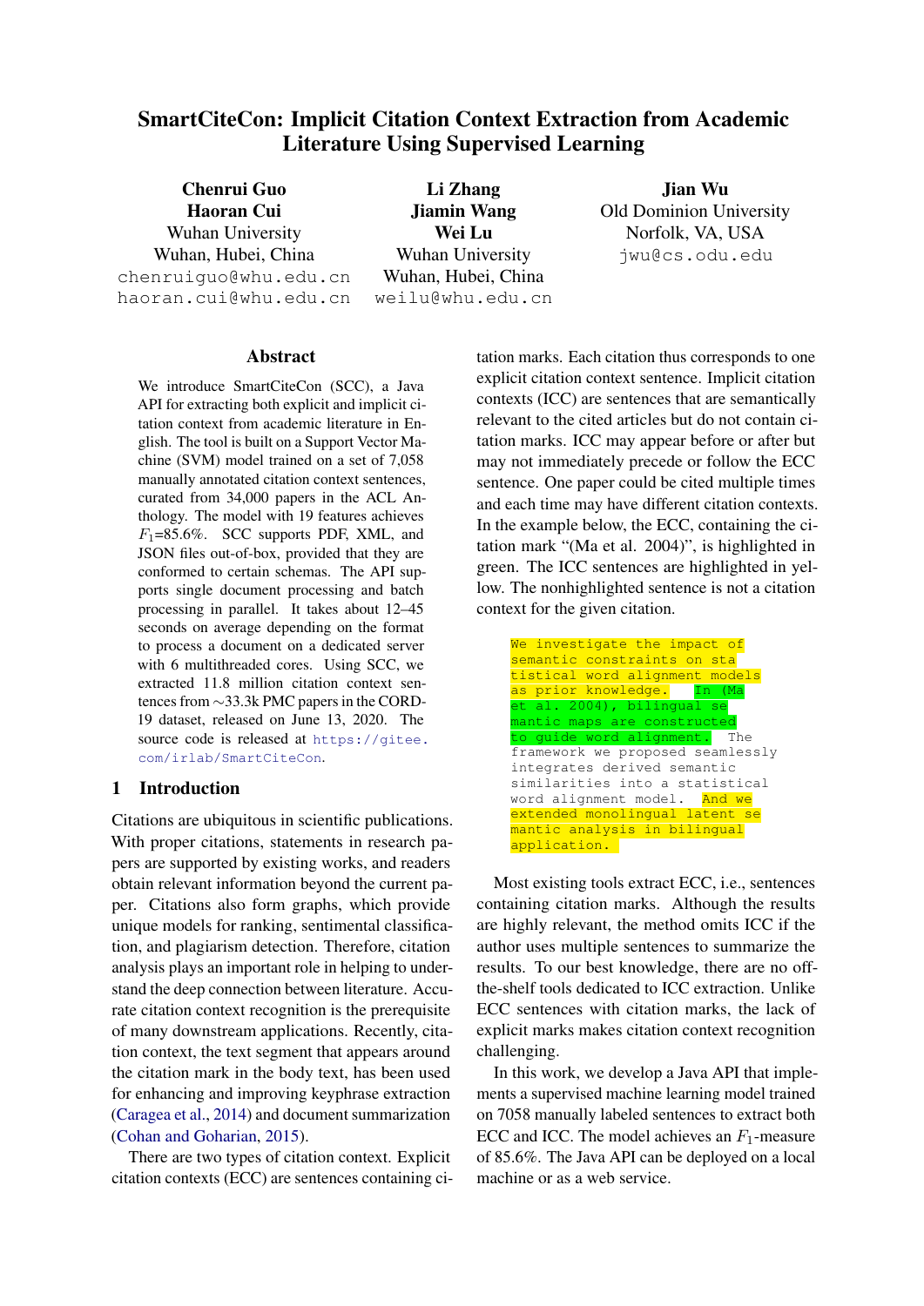# SmartCiteCon: Implicit Citation Context Extraction from Academic Literature Using Supervised Learning

**Chenrui Guo**
**Haoran Cui**
Wuhan University
Wuhan, Hubei, China
chenruiguo@whu.edu.cn
haoran.cui@whu.edu.cn

**Li Zhang**
**Jiamin Wang**
**Wei Lu**
Wuhan University
Wuhan, Hubei, China
weilu@whu.edu.cn

**Jian Wu**
Old Dominion University
Norfolk, VA, USA
jwu@cs.odu.edu

## Abstract

We introduce SmartCiteCon (SCC), a Java API for extracting both explicit and implicit citation context from academic literature in English. The tool is built on a Support Vector Machine (SVM) model trained on a set of 7,058 manually annotated citation context sentences, curated from 34,000 papers in the ACL Anthology. The model with 19 features achieves $F_1$=85.6%. SCC supports PDF, XML, and JSON files out-of-box, provided that they are conformed to certain schemas. The API supports single document processing and batch processing in parallel. It takes about 12–45 seconds on average depending on the format to process a document on a dedicated server with 6 multithreaded cores. Using SCC, we extracted 11.8 million citation context sentences from ∼33.3k PMC papers in the CORD-19 dataset, released on June 13, 2020. The source code is released at https://gitee.com/irlab/SmartCiteCon.

## 1 Introduction

Citations are ubiquitous in scientific publications. With proper citations, statements in research papers are supported by existing works, and readers obtain relevant information beyond the current paper. Citations also form graphs, which provide unique models for ranking, sentimental classification, and plagiarism detection. Therefore, citation analysis plays an important role in helping to understand the deep connection between literature. Accurate citation context recognition is the prerequisite of many downstream applications. Recently, citation context, the text segment that appears around the citation mark in the body text, has been used for enhancing and improving keyphrase extraction (Caragea et al., 2014) and document summarization (Cohan and Goharian, 2015).

There are two types of citation context. Explicit citation contexts (ECC) are sentences containing citation marks. Each citation thus corresponds to one explicit citation context sentence. Implicit citation contexts (ICC) are sentences that are semantically relevant to the cited articles but do not contain citation marks. ICC may appear before or after but may not immediately precede or follow the ECC sentence. One paper could be cited multiple times and each time may have different citation contexts. In the example below, the ECC, containing the citation mark "(Ma et al. 2004)", is highlighted in green. The ICC sentences are highlighted in yellow. The nonhighlighted sentence is not a citation context for the given citation.

```
We investigate the impact of
semantic constraints on sta
tistical word alignment models
as prior knowledge.   In (Ma
et al. 2004), bilingual se
mantic maps are constructed
to guide word alignment.  The
framework we proposed seamlessly
integrates derived semantic
similarities into a statistical
word alignment model.  And we
extended monolingual latent se
mantic analysis in bilingual
application.
```

Most existing tools extract ECC, i.e., sentences containing citation marks. Although the results are highly relevant, the method omits ICC if the author uses multiple sentences to summarize the results. To our best knowledge, there are no off-the-shelf tools dedicated to ICC extraction. Unlike ECC sentences with citation marks, the lack of explicit marks makes citation context recognition challenging.

In this work, we develop a Java API that implements a supervised machine learning model trained on 7058 manually labeled sentences to extract both ECC and ICC. The model achieves an $F_1$-measure of 85.6%. The Java API can be deployed on a local machine or as a web service.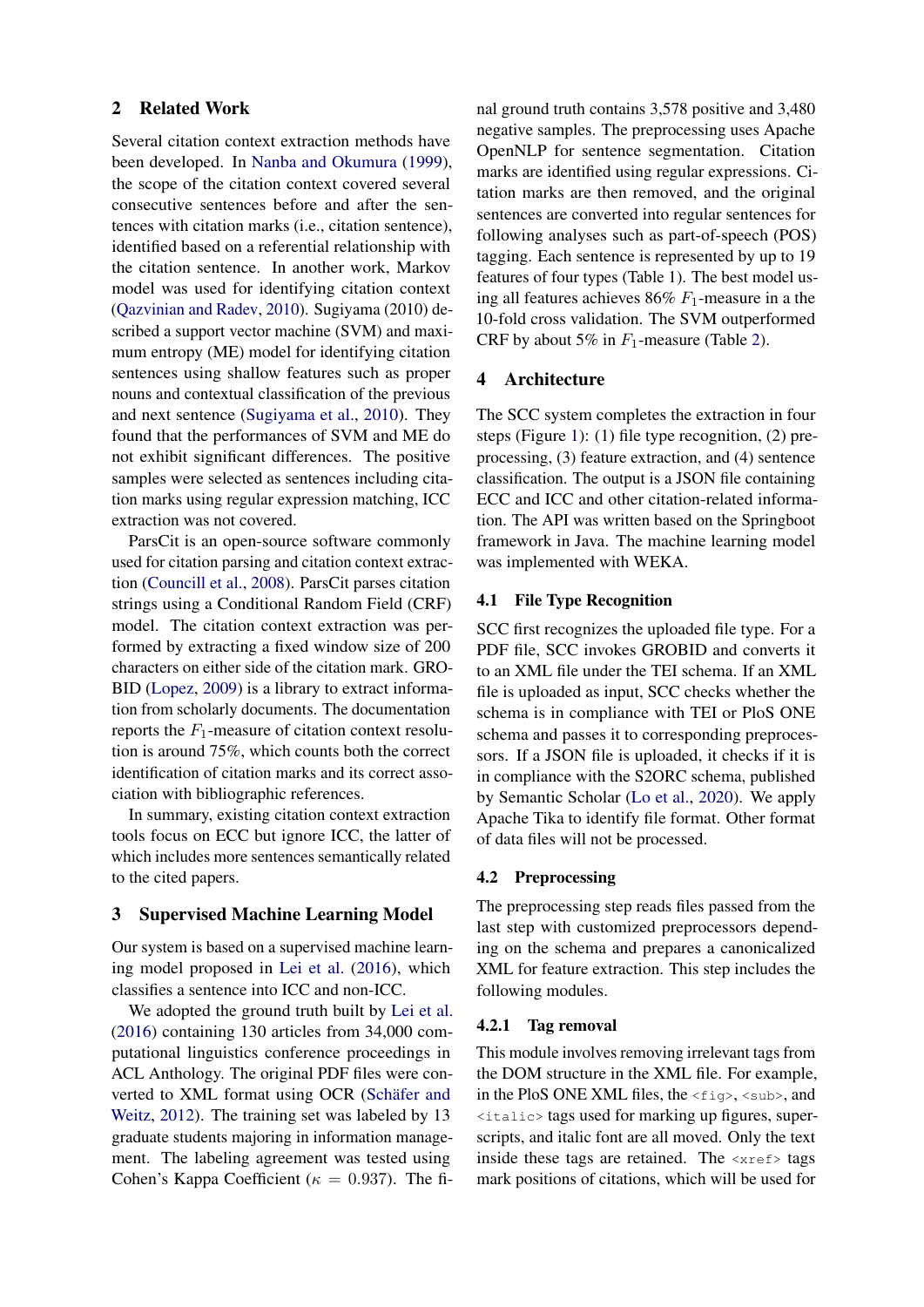## 2 Related Work

Several citation context extraction methods have been developed. In Nanba and Okumura (1999), the scope of the citation context covered several consecutive sentences before and after the sentences with citation marks (i.e., citation sentence), identified based on a referential relationship with the citation sentence. In another work, Markov model was used for identifying citation context (Qazvinian and Radev, 2010). Sugiyama (2010) described a support vector machine (SVM) and maximum entropy (ME) model for identifying citation sentences using shallow features such as proper nouns and contextual classification of the previous and next sentence (Sugiyama et al., 2010). They found that the performances of SVM and ME do not exhibit significant differences. The positive samples were selected as sentences including citation marks using regular expression matching, ICC extraction was not covered.

ParsCit is an open-source software commonly used for citation parsing and citation context extraction (Councill et al., 2008). ParsCit parses citation strings using a Conditional Random Field (CRF) model. The citation context extraction was performed by extracting a fixed window size of 200 characters on either side of the citation mark. GROBID (Lopez, 2009) is a library to extract information from scholarly documents. The documentation reports the $F_1$-measure of citation context resolution is around 75%, which counts both the correct identification of citation marks and its correct association with bibliographic references.

In summary, existing citation context extraction tools focus on ECC but ignore ICC, the latter of which includes more sentences semantically related to the cited papers.

## 3 Supervised Machine Learning Model

Our system is based on a supervised machine learning model proposed in Lei et al. (2016), which classifies a sentence into ICC and non-ICC.

We adopted the ground truth built by Lei et al. (2016) containing 130 articles from 34,000 computational linguistics conference proceedings in ACL Anthology. The original PDF files were converted to XML format using OCR (Schäfer and Weitz, 2012). The training set was labeled by 13 graduate students majoring in information management. The labeling agreement was tested using Cohen's Kappa Coefficient ($\kappa = 0.937$). The final ground truth contains 3,578 positive and 3,480 negative samples. The preprocessing uses Apache OpenNLP for sentence segmentation. Citation marks are identified using regular expressions. Citation marks are then removed, and the original sentences are converted into regular sentences for following analyses such as part-of-speech (POS) tagging. Each sentence is represented by up to 19 features of four types (Table 1). The best model using all features achieves 86% $F_1$-measure in a the 10-fold cross validation. The SVM outperformed CRF by about 5% in $F_1$-measure (Table 2).

## 4 Architecture

The SCC system completes the extraction in four steps (Figure 1): (1) file type recognition, (2) preprocessing, (3) feature extraction, and (4) sentence classification. The output is a JSON file containing ECC and ICC and other citation-related information. The API was written based on the Springboot framework in Java. The machine learning model was implemented with WEKA.

### 4.1 File Type Recognition

SCC first recognizes the uploaded file type. For a PDF file, SCC invokes GROBID and converts it to an XML file under the TEI schema. If an XML file is uploaded as input, SCC checks whether the schema is in compliance with TEI or PloS ONE schema and passes it to corresponding preprocessors. If a JSON file is uploaded, it checks if it is in compliance with the S2ORC schema, published by Semantic Scholar (Lo et al., 2020). We apply Apache Tika to identify file format. Other format of data files will not be processed.

### 4.2 Preprocessing

The preprocessing step reads files passed from the last step with customized preprocessors depending on the schema and prepares a canonicalized XML for feature extraction. This step includes the following modules.

#### 4.2.1 Tag removal

This module involves removing irrelevant tags from the DOM structure in the XML file. For example, in the PloS ONE XML files, the `<fig>`, `<sub>`, and `<italic>` tags used for marking up figures, superscripts, and italic font are all moved. Only the text inside these tags are retained. The `<xref>` tags mark positions of citations, which will be used for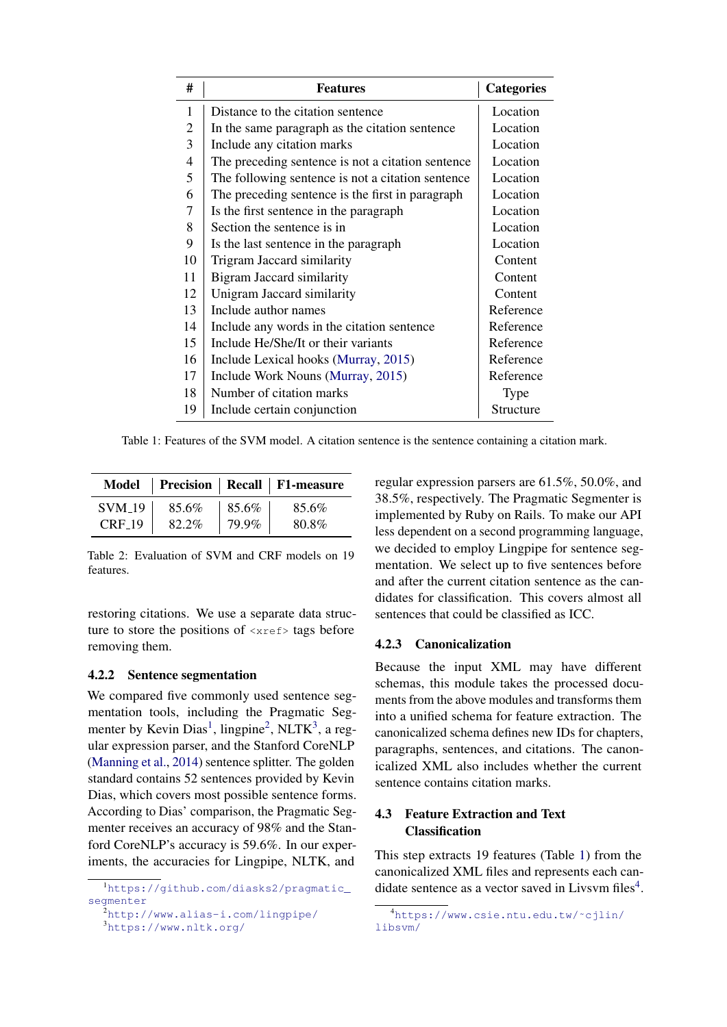| # | Features | Categories |
|---|---|---|
| 1 | Distance to the citation sentence | Location |
| 2 | In the same paragraph as the citation sentence | Location |
| 3 | Include any citation marks | Location |
| 4 | The preceding sentence is not a citation sentence | Location |
| 5 | The following sentence is not a citation sentence | Location |
| 6 | The preceding sentence is the first in paragraph | Location |
| 7 | Is the first sentence in the paragraph | Location |
| 8 | Section the sentence is in | Location |
| 9 | Is the last sentence in the paragraph | Location |
| 10 | Trigram Jaccard similarity | Content |
| 11 | Bigram Jaccard similarity | Content |
| 12 | Unigram Jaccard similarity | Content |
| 13 | Include author names | Reference |
| 14 | Include any words in the citation sentence | Reference |
| 15 | Include He/She/It or their variants | Reference |
| 16 | Include Lexical hooks (Murray, 2015) | Reference |
| 17 | Include Work Nouns (Murray, 2015) | Reference |
| 18 | Number of citation marks | Type |
| 19 | Include certain conjunction | Structure |

Table 1: Features of the SVM model. A citation sentence is the sentence containing a citation mark.

| Model | Precision | Recall | F1-measure |
|---|---|---|---|
| SVM_19 | 85.6% | 85.6% | 85.6% |
| CRF_19 | 82.2% | 79.9% | 80.8% |

Table 2: Evaluation of SVM and CRF models on 19 features.

restoring citations. We use a separate data structure to store the positions of `<xref>` tags before removing them.

### 4.2.2 Sentence segmentation

We compared five commonly used sentence segmentation tools, including the Pragmatic Segmenter by Kevin Dias[1], lingpipe[2], NLTK[3], a regular expression parser, and the Stanford CoreNLP (Manning et al., 2014) sentence splitter. The golden standard contains 52 sentences provided by Kevin Dias, which covers most possible sentence forms. According to Dias' comparison, the Pragmatic Segmenter receives an accuracy of 98% and the Stanford CoreNLP's accuracy is 59.6%. In our experiments, the accuracies for Lingpipe, NLTK, and regular expression parsers are 61.5%, 50.0%, and 38.5%, respectively. The Pragmatic Segmenter is implemented by Ruby on Rails. To make our API less dependent on a second programming language, we decided to employ Lingpipe for sentence segmentation. We select up to five sentences before and after the current citation sentence as the candidates for classification. This covers almost all sentences that could be classified as ICC.

### 4.2.3 Canonicalization

Because the input XML may have different schemas, this module takes the processed documents from the above modules and transforms them into a unified schema for feature extraction. The canonicalized schema defines new IDs for chapters, paragraphs, sentences, and citations. The canonicalized XML also includes whether the current sentence contains citation marks.

## 4.3 Feature Extraction and Text Classification

This step extracts 19 features (Table 1) from the canonicalized XML files and represents each candidate sentence as a vector saved in Livsvm files[4].

[1] https://github.com/diasks2/pragmatic_segmenter

[2] http://www.alias-i.com/lingpipe/

[3] https://www.nltk.org/

[4] https://www.csie.ntu.edu.tw/~cjlin/libsvm/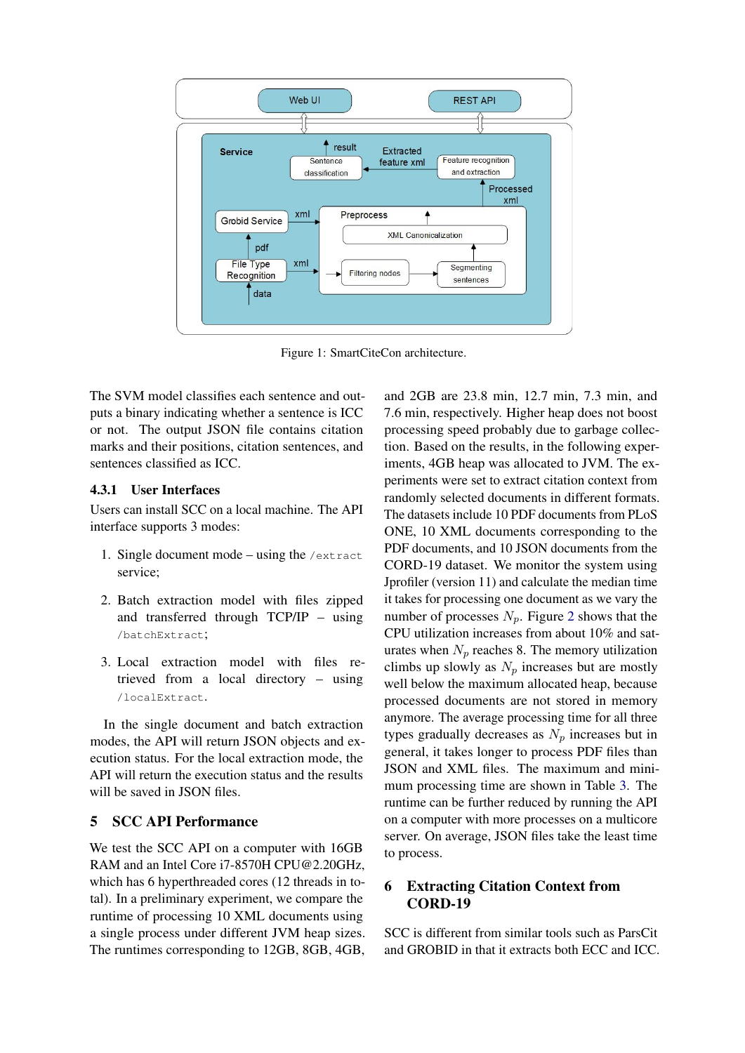Figure 1: SmartCiteCon architecture.

The SVM model classifies each sentence and outputs a binary indicating whether a sentence is ICC or not. The output JSON file contains citation marks and their positions, citation sentences, and sentences classified as ICC.

### 4.3.1 User Interfaces

Users can install SCC on a local machine. The API interface supports 3 modes:

1. Single document mode – using the `/extract` service;
2. Batch extraction model with files zipped and transferred through TCP/IP – using `/batchExtract`;
3. Local extraction model with files retrieved from a local directory – using `/localExtract`.

In the single document and batch extraction modes, the API will return JSON objects and execution status. For the local extraction mode, the API will return the execution status and the results will be saved in JSON files.

## 5 SCC API Performance

We test the SCC API on a computer with 16GB RAM and an Intel Core i7-8570H CPU@2.20GHz, which has 6 hyperthreaded cores (12 threads in total). In a preliminary experiment, we compare the runtime of processing 10 XML documents using a single process under different JVM heap sizes. The runtimes corresponding to 12GB, 8GB, 4GB, and 2GB are 23.8 min, 12.7 min, 7.3 min, and 7.6 min, respectively. Higher heap does not boost processing speed probably due to garbage collection. Based on the results, in the following experiments, 4GB heap was allocated to JVM. The experiments were set to extract citation context from randomly selected documents in different formats. The datasets include 10 PDF documents from PLoS ONE, 10 XML documents corresponding to the PDF documents, and 10 JSON documents from the CORD-19 dataset. We monitor the system using Jprofiler (version 11) and calculate the median time it takes for processing one document as we vary the number of processes $N_p$. Figure 2 shows that the CPU utilization increases from about 10% and saturates when $N_p$ reaches 8. The memory utilization climbs up slowly as $N_p$ increases but are mostly well below the maximum allocated heap, because processed documents are not stored in memory anymore. The average processing time for all three types gradually decreases as $N_p$ increases but in general, it takes longer to process PDF files than JSON and XML files. The maximum and minimum processing time are shown in Table 3. The runtime can be further reduced by running the API on a computer with more processes on a multicore server. On average, JSON files take the least time to process.

## 6 Extracting Citation Context from CORD-19

SCC is different from similar tools such as ParsCit and GROBID in that it extracts both ECC and ICC.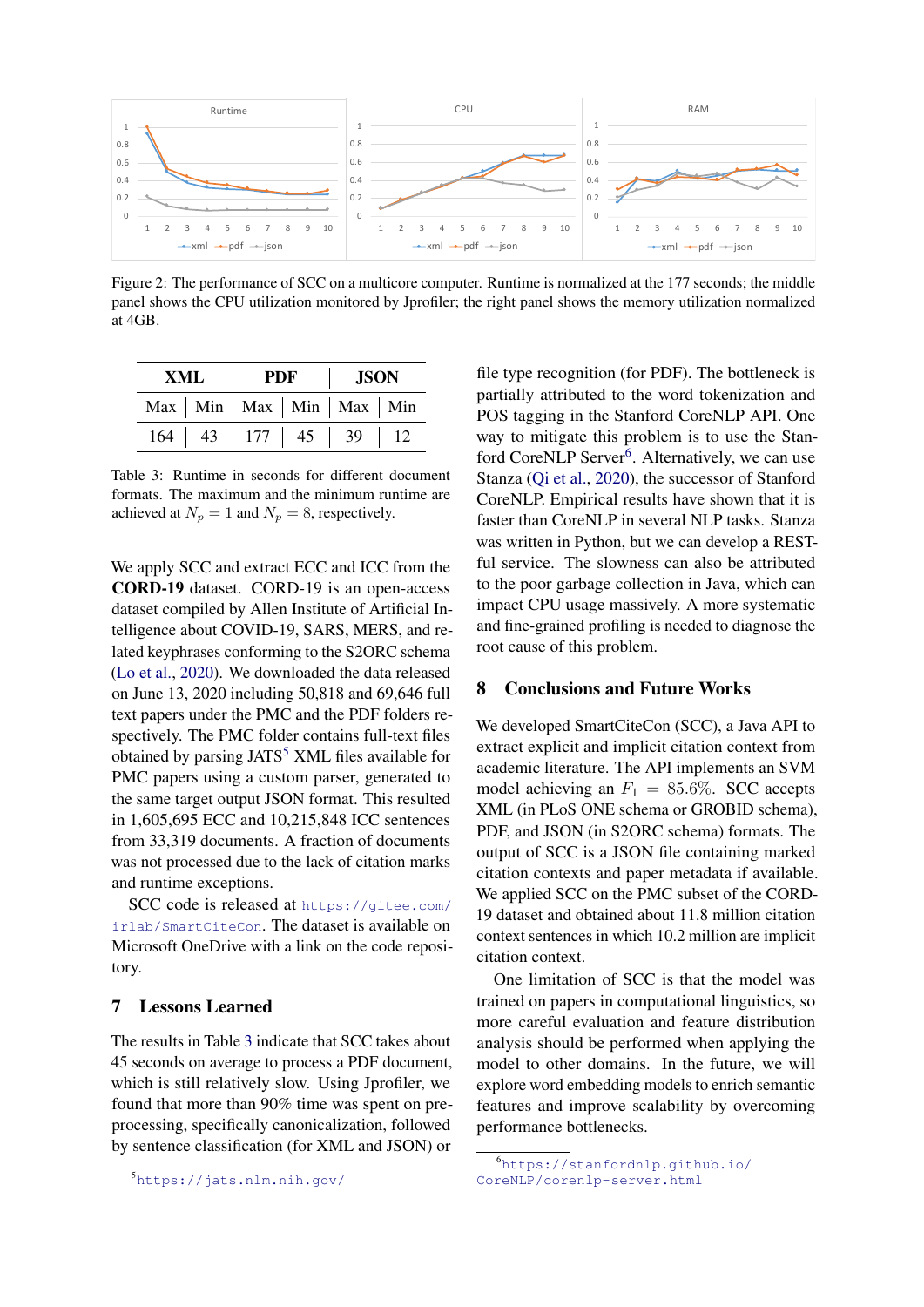Figure 2: The performance of SCC on a multicore computer. Runtime is normalized at the 177 seconds; the middle panel shows the CPU utilization monitored by Jprofiler; the right panel shows the memory utilization normalized at 4GB.

| XML | | PDF | | JSON | |
|---|---|---|---|---|---|
| Max | Min | Max | Min | Max | Min |
| 164 | 43 | 177 | 45 | 39 | 12 |

Table 3: Runtime in seconds for different document formats. The maximum and the minimum runtime are achieved at $N_p = 1$ and $N_p = 8$, respectively.

We apply SCC and extract ECC and ICC from the **CORD-19** dataset. CORD-19 is an open-access dataset compiled by Allen Institute of Artificial Intelligence about COVID-19, SARS, MERS, and related keyphrases conforming to the S2ORC schema (Lo et al., 2020). We downloaded the data released on June 13, 2020 including 50,818 and 69,646 full text papers under the PMC and the PDF folders respectively. The PMC folder contains full-text files obtained by parsing JATS[5] XML files available for PMC papers using a custom parser, generated to the same target output JSON format. This resulted in 1,605,695 ECC and 10,215,848 ICC sentences from 33,319 documents. A fraction of documents was not processed due to the lack of citation marks and runtime exceptions.

SCC code is released at https://gitee.com/irlab/SmartCiteCon. The dataset is available on Microsoft OneDrive with a link on the code repository.

## 7 Lessons Learned

The results in Table 3 indicate that SCC takes about 45 seconds on average to process a PDF document, which is still relatively slow. Using Jprofiler, we found that more than 90% time was spent on preprocessing, specifically canonicalization, followed by sentence classification (for XML and JSON) or file type recognition (for PDF). The bottleneck is partially attributed to the word tokenization and POS tagging in the Stanford CoreNLP API. One way to mitigate this problem is to use the Stanford CoreNLP Server[6]. Alternatively, we can use Stanza (Qi et al., 2020), the successor of Stanford CoreNLP. Empirical results have shown that it is faster than CoreNLP in several NLP tasks. Stanza was written in Python, but we can develop a RESTful service. The slowness can also be attributed to the poor garbage collection in Java, which can impact CPU usage massively. A more systematic and fine-grained profiling is needed to diagnose the root cause of this problem.

## 8 Conclusions and Future Works

We developed SmartCiteCon (SCC), a Java API to extract explicit and implicit citation context from academic literature. The API implements an SVM model achieving an $F_1 = 85.6\%$. SCC accepts XML (in PLoS ONE schema or GROBID schema), PDF, and JSON (in S2ORC schema) formats. The output of SCC is a JSON file containing marked citation contexts and paper metadata if available. We applied SCC on the PMC subset of the CORD-19 dataset and obtained about 11.8 million citation context sentences in which 10.2 million are implicit citation context.

One limitation of SCC is that the model was trained on papers in computational linguistics, so more careful evaluation and feature distribution analysis should be performed when applying the model to other domains. In the future, we will explore word embedding models to enrich semantic features and improve scalability by overcoming performance bottlenecks.

[5] https://jats.nlm.nih.gov/

[6] https://stanfordnlp.github.io/CoreNLP/corenlp-server.html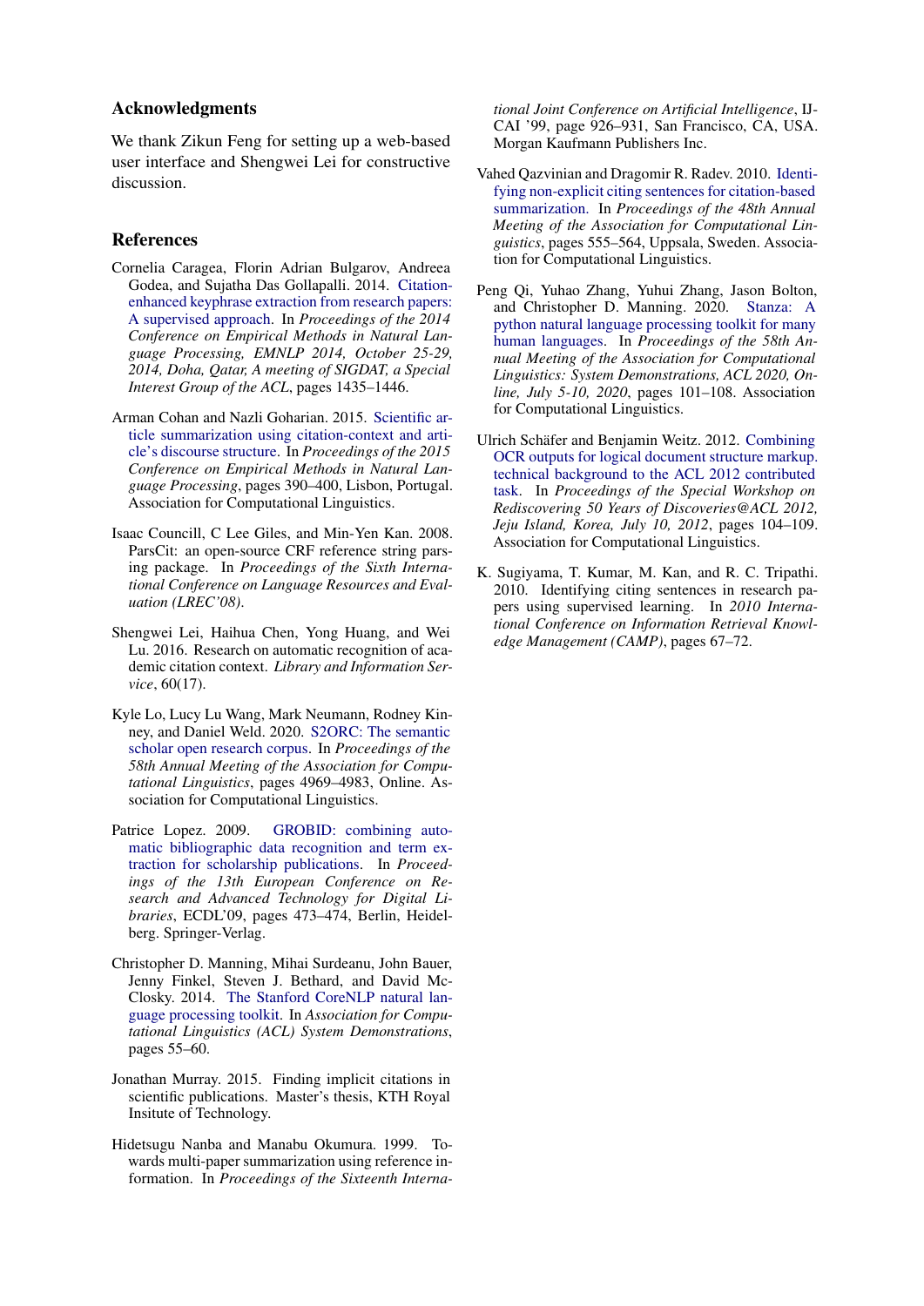## Acknowledgments

We thank Zikun Feng for setting up a web-based user interface and Shengwei Lei for constructive discussion.

## References

Cornelia Caragea, Florin Adrian Bulgarov, Andreea Godea, and Sujatha Das Gollapalli. 2014. Citation-enhanced keyphrase extraction from research papers: A supervised approach. In *Proceedings of the 2014 Conference on Empirical Methods in Natural Language Processing, EMNLP 2014, October 25-29, 2014, Doha, Qatar, A meeting of SIGDAT, a Special Interest Group of the ACL*, pages 1435–1446.

Arman Cohan and Nazli Goharian. 2015. Scientific article summarization using citation-context and article's discourse structure. In *Proceedings of the 2015 Conference on Empirical Methods in Natural Language Processing*, pages 390–400, Lisbon, Portugal. Association for Computational Linguistics.

Isaac Councill, C Lee Giles, and Min-Yen Kan. 2008. ParsCit: an open-source CRF reference string parsing package. In *Proceedings of the Sixth International Conference on Language Resources and Evaluation (LREC'08)*.

Shengwei Lei, Haihua Chen, Yong Huang, and Wei Lu. 2016. Research on automatic recognition of academic citation context. *Library and Information Service*, 60(17).

Kyle Lo, Lucy Lu Wang, Mark Neumann, Rodney Kinney, and Daniel Weld. 2020. S2ORC: The semantic scholar open research corpus. In *Proceedings of the 58th Annual Meeting of the Association for Computational Linguistics*, pages 4969–4983, Online. Association for Computational Linguistics.

Patrice Lopez. 2009. GROBID: combining automatic bibliographic data recognition and term extraction for scholarship publications. In *Proceedings of the 13th European Conference on Research and Advanced Technology for Digital Libraries*, ECDL'09, pages 473–474, Berlin, Heidelberg. Springer-Verlag.

Christopher D. Manning, Mihai Surdeanu, John Bauer, Jenny Finkel, Steven J. Bethard, and David McClosky. 2014. The Stanford CoreNLP natural language processing toolkit. In *Association for Computational Linguistics (ACL) System Demonstrations*, pages 55–60.

Jonathan Murray. 2015. Finding implicit citations in scientific publications. Master's thesis, KTH Royal Insitute of Technology.

Hidetsugu Nanba and Manabu Okumura. 1999. Towards multi-paper summarization using reference information. In *Proceedings of the Sixteenth International Joint Conference on Artificial Intelligence*, IJCAI '99, page 926–931, San Francisco, CA, USA. Morgan Kaufmann Publishers Inc.

Vahed Qazvinian and Dragomir R. Radev. 2010. Identifying non-explicit citing sentences for citation-based summarization. In *Proceedings of the 48th Annual Meeting of the Association for Computational Linguistics*, pages 555–564, Uppsala, Sweden. Association for Computational Linguistics.

Peng Qi, Yuhao Zhang, Yuhui Zhang, Jason Bolton, and Christopher D. Manning. 2020. Stanza: A python natural language processing toolkit for many human languages. In *Proceedings of the 58th Annual Meeting of the Association for Computational Linguistics: System Demonstrations, ACL 2020, Online, July 5-10, 2020*, pages 101–108. Association for Computational Linguistics.

Ulrich Schäfer and Benjamin Weitz. 2012. Combining OCR outputs for logical document structure markup. technical background to the ACL 2012 contributed task. In *Proceedings of the Special Workshop on Rediscovering 50 Years of Discoveries@ACL 2012, Jeju Island, Korea, July 10, 2012*, pages 104–109. Association for Computational Linguistics.

K. Sugiyama, T. Kumar, M. Kan, and R. C. Tripathi. 2010. Identifying citing sentences in research papers using supervised learning. In *2010 International Conference on Information Retrieval Knowledge Management (CAMP)*, pages 67–72.